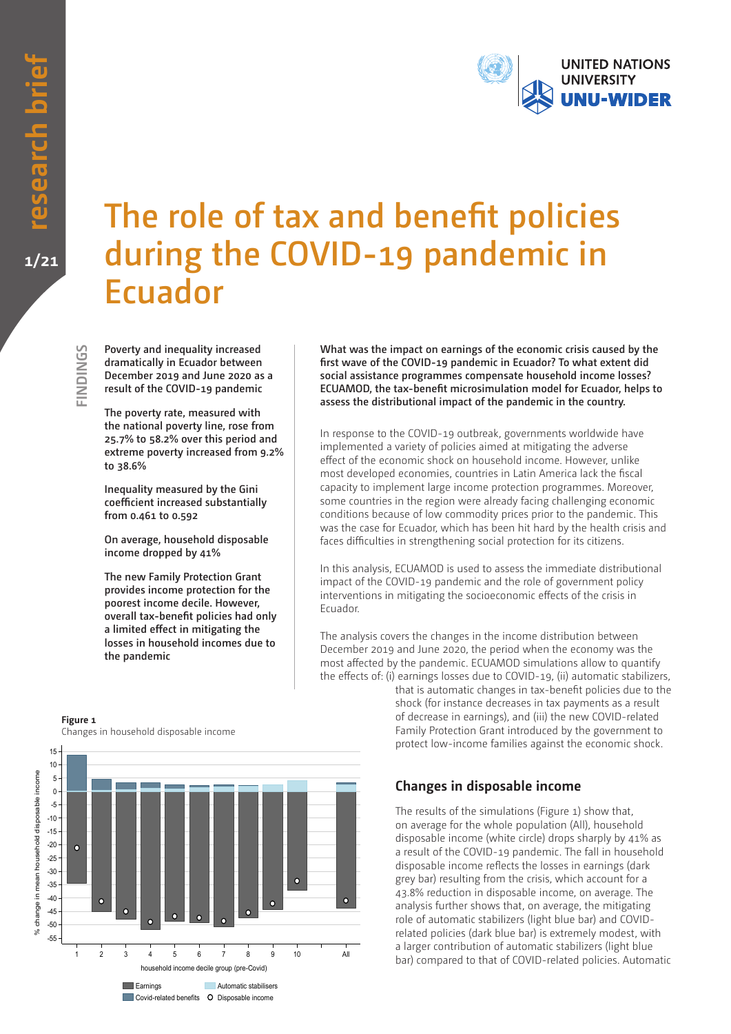# The role of tax and benefit policies during the COVID-19 pandemic in Ecuador

## FINDINGS

**Poverty and inequality increased dramatically in Ecuador between December 2019 and June 2020 as a result of the COVID-19 pandemic**

**The poverty rate, measured with the national poverty line, rose from 25.7% to 58.2% over this period and extreme poverty increased from 9.2% to 38.6%**

**Inequality measured by the Gini coefficient increased substantially from 0.461 to 0.592**

**On average, household disposable income dropped by 41%**

**The new Family Protection Grant provides income protection for the poorest income decile. However, overall tax-benefit policies had only a limited effect in mitigating the losses in household incomes due to the pandemic**

**What was the impact on earnings of the economic crisis caused by the first wave of the COVID-19 pandemic in Ecuador? To what extent did social assistance programmes compensate household income losses? ECUAMOD, the tax-benefit microsimulation model for Ecuador, helps to assess the distributional impact of the pandemic in the country.**

In response to the COVID-19 outbreak, governments worldwide have implemented a variety of policies aimed at mitigating the adverse effect of the economic shock on household income. However, unlike most developed economies, countries in Latin America lack the fiscal capacity to implement large income protection programmes. Moreover, some countries in the region were already facing challenging economic conditions because of low commodity prices prior to the pandemic. This was the case for Ecuador, which has been hit hard by the health crisis and faces difficulties in strengthening social protection for its citizens.

In this analysis, ECUAMOD is used to assess the immediate distributional impact of the COVID-19 pandemic and the role of government policy interventions in mitigating the socioeconomic effects of the crisis in Ecuador.

The analysis covers the changes in the income distribution between December 2019 and June 2020, the period when the economy was the most affected by the pandemic. ECUAMOD simulations allow to quantify the effects of: (i) earnings losses due to COVID-19, (ii) automatic stabilizers, that is automatic changes in tax-benefit policies due to the shock (for instance decreases in tax payments as a result of decrease in earnings), and (iii) the new COVID-related Family Protection Grant introduced by the government to protect low-income families against the economic shock.

**Figure 1**
Changes in household disposable income

## Changes in disposable income

The results of the simulations (Figure 1) show that, on average for the whole population (All), household disposable income (white circle) drops sharply by 41% as a result of the COVID-19 pandemic. The fall in household disposable income reflects the losses in earnings (dark grey bar) resulting from the crisis, which account for a 43.8% reduction in disposable income, on average. The analysis further shows that, on average, the mitigating role of automatic stabilizers (light blue bar) and COVID-related policies (dark blue bar) is extremely modest, with a larger contribution of automatic stabilizers (light blue bar) compared to that of COVID-related policies. Automatic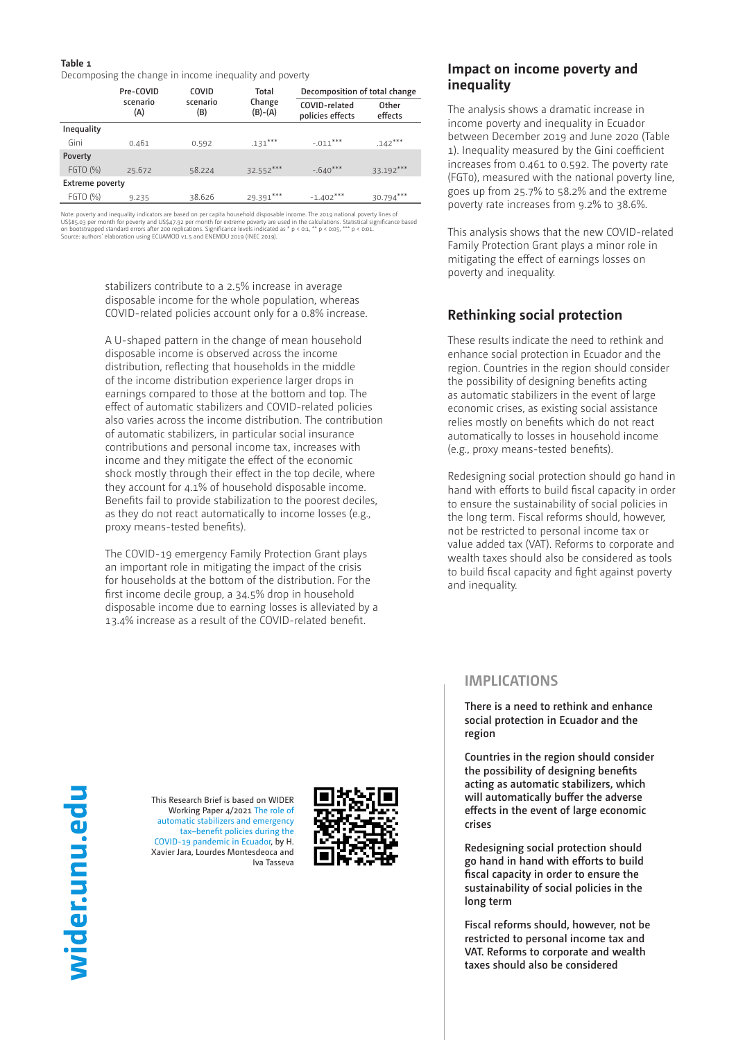**Table 1**

Decomposing the change in income inequality and poverty

| | Pre-COVID scenario (A) | COVID scenario (B) | Total Change (B)-(A) | Decomposition of total change | |
|---|---|---|---|---|---|
| | | | | COVID-related policies effects | Other effects |
| **Inequality** | | | | | |
| Gini | 0.461 | 0.592 | .131*** | -.011*** | .142*** |
| **Poverty** | | | | | |
| FGT0 (%) | 25.672 | 58.224 | 32.552*** | -.640*** | 33.192*** |
| **Extreme poverty** | | | | | |
| FGT0 (%) | 9.235 | 38.626 | 29.391*** | -1.402*** | 30.794*** |

Note: poverty and inequality indicators are based on per capita household disposable income. The 2019 national poverty lines of US$85.03 per month for poverty and US$47.92 per month for extreme poverty are used in the calculations. Statistical significance based on bootstrapped standard errors after 200 replications. Significance levels indicated as * $p < 0.1$, ** $p < 0.05$, *** $p < 0.01$.
Source: authors' elaboration using ECUAMOD v1.5 and ENEMDU 2019 (INEC 2019).

stabilizers contribute to a 2.5% increase in average disposable income for the whole population, whereas COVID-related policies account only for a 0.8% increase.

A U-shaped pattern in the change of mean household disposable income is observed across the income distribution, reflecting that households in the middle of the income distribution experience larger drops in earnings compared to those at the bottom and top. The effect of automatic stabilizers and COVID-related policies also varies across the income distribution. The contribution of automatic stabilizers, in particular social insurance contributions and personal income tax, increases with income and they mitigate the effect of the economic shock mostly through their effect in the top decile, where they account for 4.1% of household disposable income. Benefits fail to provide stabilization to the poorest deciles, as they do not react automatically to income losses (e.g., proxy means-tested benefits).

The COVID-19 emergency Family Protection Grant plays an important role in mitigating the impact of the crisis for households at the bottom of the distribution. For the first income decile group, a 34.5% drop in household disposable income due to earning losses is alleviated by a 13.4% increase as a result of the COVID-related benefit.

## Impact on income poverty and inequality

The analysis shows a dramatic increase in income poverty and inequality in Ecuador between December 2019 and June 2020 (Table 1). Inequality measured by the Gini coefficient increases from 0.461 to 0.592. The poverty rate (FGT0), measured with the national poverty line, goes up from 25.7% to 58.2% and the extreme poverty rate increases from 9.2% to 38.6%.

This analysis shows that the new COVID-related Family Protection Grant plays a minor role in mitigating the effect of earnings losses on poverty and inequality.

## Rethinking social protection

These results indicate the need to rethink and enhance social protection in Ecuador and the region. Countries in the region should consider the possibility of designing benefits acting as automatic stabilizers in the event of large economic crises, as existing social assistance relies mostly on benefits which do not react automatically to losses in household income (e.g., proxy means-tested benefits).

Redesigning social protection should go hand in hand with efforts to build fiscal capacity in order to ensure the sustainability of social policies in the long term. Fiscal reforms should, however, not be restricted to personal income tax or value added tax (VAT). Reforms to corporate and wealth taxes should also be considered as tools to build fiscal capacity and fight against poverty and inequality.

## IMPLICATIONS

**There is a need to rethink and enhance social protection in Ecuador and the region**

**Countries in the region should consider the possibility of designing benefits acting as automatic stabilizers, which will automatically buffer the adverse effects in the event of large economic crises**

**Redesigning social protection should go hand in hand with efforts to build fiscal capacity in order to ensure the sustainability of social policies in the long term**

**Fiscal reforms should, however, not be restricted to personal income tax and VAT. Reforms to corporate and wealth taxes should also be considered**

This Research Brief is based on WIDER Working Paper 4/2021 The role of automatic stabilizers and emergency tax–benefit policies during the COVID-19 pandemic in Ecuador, by H. Xavier Jara, Lourdes Montesdeoca and Iva Tasseva

wider.unu.edu